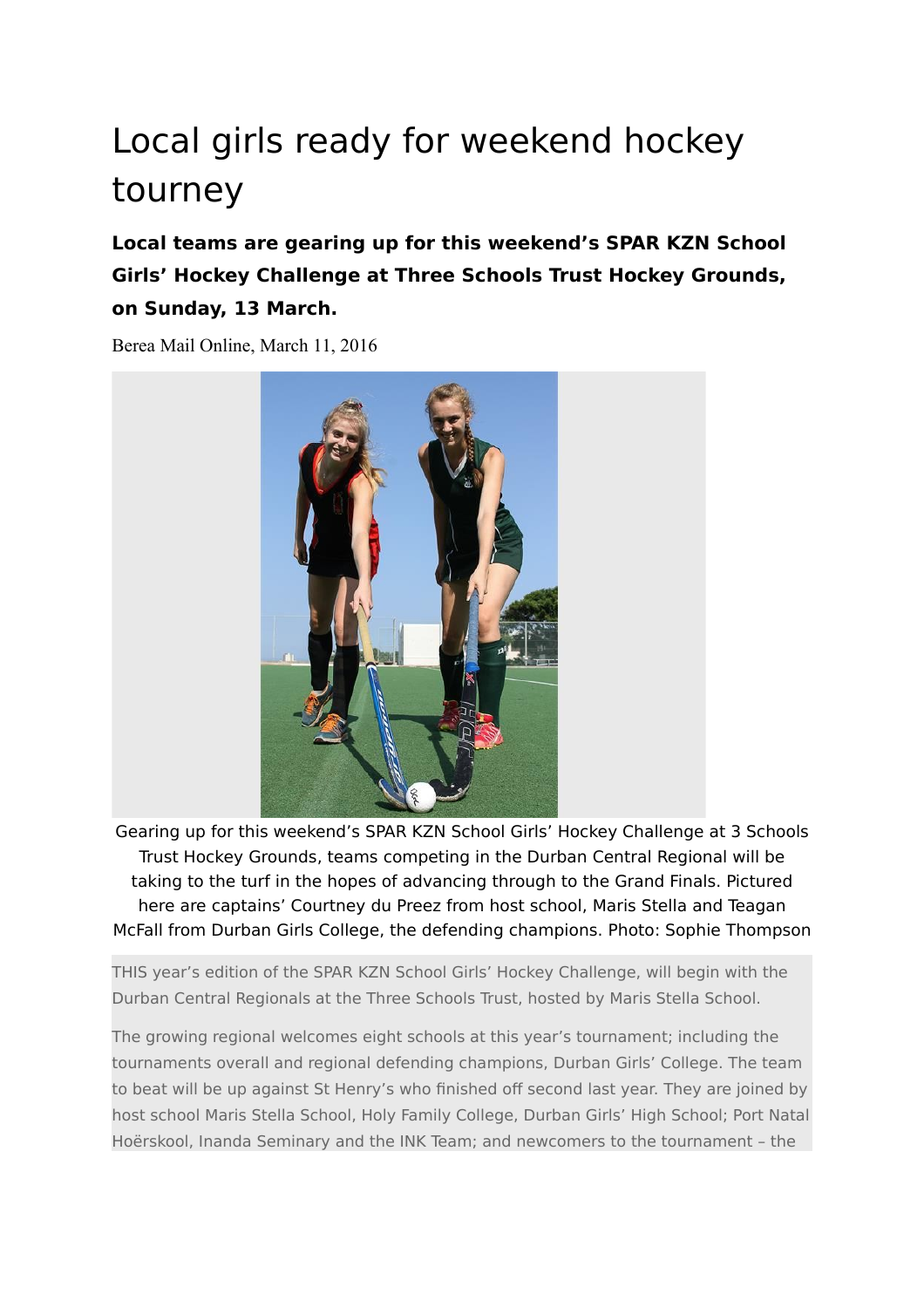# Local girls ready for weekend hockey tourney

**Local teams are gearing up for this weekend's SPAR KZN School Girls' Hockey Challenge at Three Schools Trust Hockey Grounds, on Sunday, 13 March.**

Berea Mail Online, March 11, 2016

Gearing up for this weekend's SPAR KZN School Girls' Hockey Challenge at 3 Schools Trust Hockey Grounds, teams competing in the Durban Central Regional will be taking to the turf in the hopes of advancing through to the Grand Finals. Pictured here are captains' Courtney du Preez from host school, Maris Stella and Teagan McFall from Durban Girls College, the defending champions. Photo: Sophie Thompson

THIS year's edition of the SPAR KZN School Girls' Hockey Challenge, will begin with the Durban Central Regionals at the Three Schools Trust, hosted by Maris Stella School.

The growing regional welcomes eight schools at this year's tournament; including the tournaments overall and regional defending champions, Durban Girls' College. The team to beat will be up against St Henry's who finished off second last year. They are joined by host school Maris Stella School, Holy Family College, Durban Girls' High School; Port Natal Hoërskool, Inanda Seminary and the INK Team; and newcomers to the tournament – the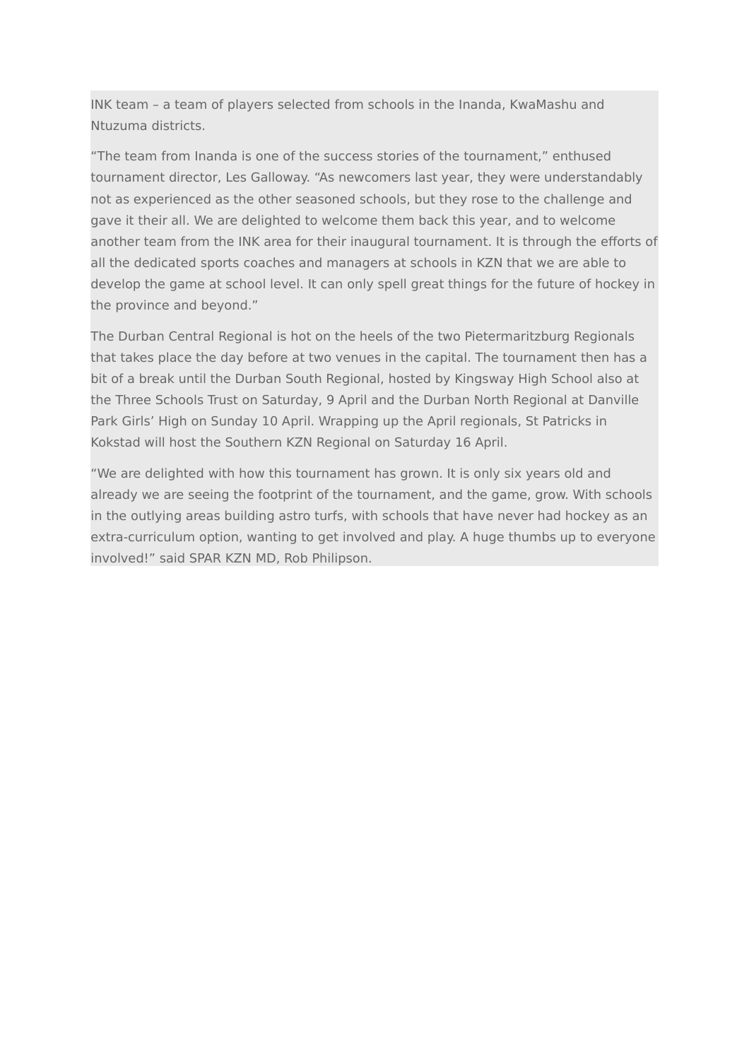INK team – a team of players selected from schools in the Inanda, KwaMashu and Ntuzuma districts.

“The team from Inanda is one of the success stories of the tournament,” enthused tournament director, Les Galloway. “As newcomers last year, they were understandably not as experienced as the other seasoned schools, but they rose to the challenge and gave it their all. We are delighted to welcome them back this year, and to welcome another team from the INK area for their inaugural tournament. It is through the efforts of all the dedicated sports coaches and managers at schools in KZN that we are able to develop the game at school level. It can only spell great things for the future of hockey in the province and beyond.”

The Durban Central Regional is hot on the heels of the two Pietermaritzburg Regionals that takes place the day before at two venues in the capital. The tournament then has a bit of a break until the Durban South Regional, hosted by Kingsway High School also at the Three Schools Trust on Saturday, 9 April and the Durban North Regional at Danville Park Girls’ High on Sunday 10 April. Wrapping up the April regionals, St Patricks in Kokstad will host the Southern KZN Regional on Saturday 16 April.

“We are delighted with how this tournament has grown. It is only six years old and already we are seeing the footprint of the tournament, and the game, grow. With schools in the outlying areas building astro turfs, with schools that have never had hockey as an extra-curriculum option, wanting to get involved and play. A huge thumbs up to everyone involved!” said SPAR KZN MD, Rob Philipson.